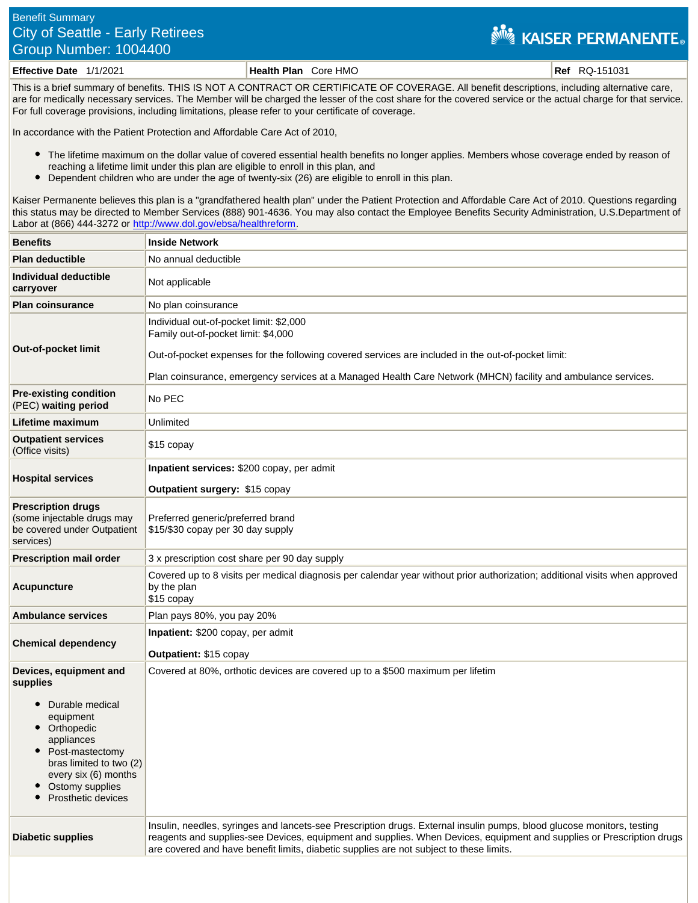Benefit Summary
City of Seattle - Early Retirees
Group Number: 1004400

KAISER PERMANENTE

| **Effective Date** 1/1/2021 | **Health Plan** Core HMO | **Ref** RQ-151031 |
|---|---|---|

This is a brief summary of benefits. THIS IS NOT A CONTRACT OR CERTIFICATE OF COVERAGE. All benefit descriptions, including alternative care, are for medically necessary services. The Member will be charged the lesser of the cost share for the covered service or the actual charge for that service. For full coverage provisions, including limitations, please refer to your certificate of coverage.

In accordance with the Patient Protection and Affordable Care Act of 2010,

- The lifetime maximum on the dollar value of covered essential health benefits no longer applies. Members whose coverage ended by reason of reaching a lifetime limit under this plan are eligible to enroll in this plan, and
- Dependent children who are under the age of twenty-six (26) are eligible to enroll in this plan.

Kaiser Permanente believes this plan is a "grandfathered health plan" under the Patient Protection and Affordable Care Act of 2010. Questions regarding this status may be directed to Member Services (888) 901-4636. You may also contact the Employee Benefits Security Administration, U.S.Department of Labor at (866) 444-3272 or http://www.dol.gov/ebsa/healthreform.

| **Benefits** | **Inside Network** |
|---|---|
| **Plan deductible** | No annual deductible |
| **Individual deductible carryover** | Not applicable |
| **Plan coinsurance** | No plan coinsurance |
| **Out-of-pocket limit** | Individual out-of-pocket limit: $2,000<br>Family out-of-pocket limit: $4,000<br><br>Out-of-pocket expenses for the following covered services are included in the out-of-pocket limit:<br><br>Plan coinsurance, emergency services at a Managed Health Care Network (MHCN) facility and ambulance services. |
| **Pre-existing condition** (PEC) **waiting period** | No PEC |
| **Lifetime maximum** | Unlimited |
| **Outpatient services** (Office visits) | $15 copay |
| **Hospital services** | **Inpatient services:** $200 copay, per admit<br><br>**Outpatient surgery:** $15 copay |
| **Prescription drugs** (some injectable drugs may be covered under Outpatient services) | Preferred generic/preferred brand<br>$15/$30 copay per 30 day supply |
| **Prescription mail order** | 3 x prescription cost share per 90 day supply |
| **Acupuncture** | Covered up to 8 visits per medical diagnosis per calendar year without prior authorization; additional visits when approved by the plan<br>$15 copay |
| **Ambulance services** | Plan pays 80%, you pay 20% |
| **Chemical dependency** | **Inpatient:** $200 copay, per admit<br><br>**Outpatient:** $15 copay |
| **Devices, equipment and supplies**<br>• Durable medical equipment<br>• Orthopedic appliances<br>• Post-mastectomy bras limited to two (2) every six (6) months<br>• Ostomy supplies<br>• Prosthetic devices | Covered at 80%, orthotic devices are covered up to a $500 maximum per lifetim |
| **Diabetic supplies** | Insulin, needles, syringes and lancets-see Prescription drugs. External insulin pumps, blood glucose monitors, testing reagents and supplies-see Devices, equipment and supplies. When Devices, equipment and supplies or Prescription drugs are covered and have benefit limits, diabetic supplies are not subject to these limits. |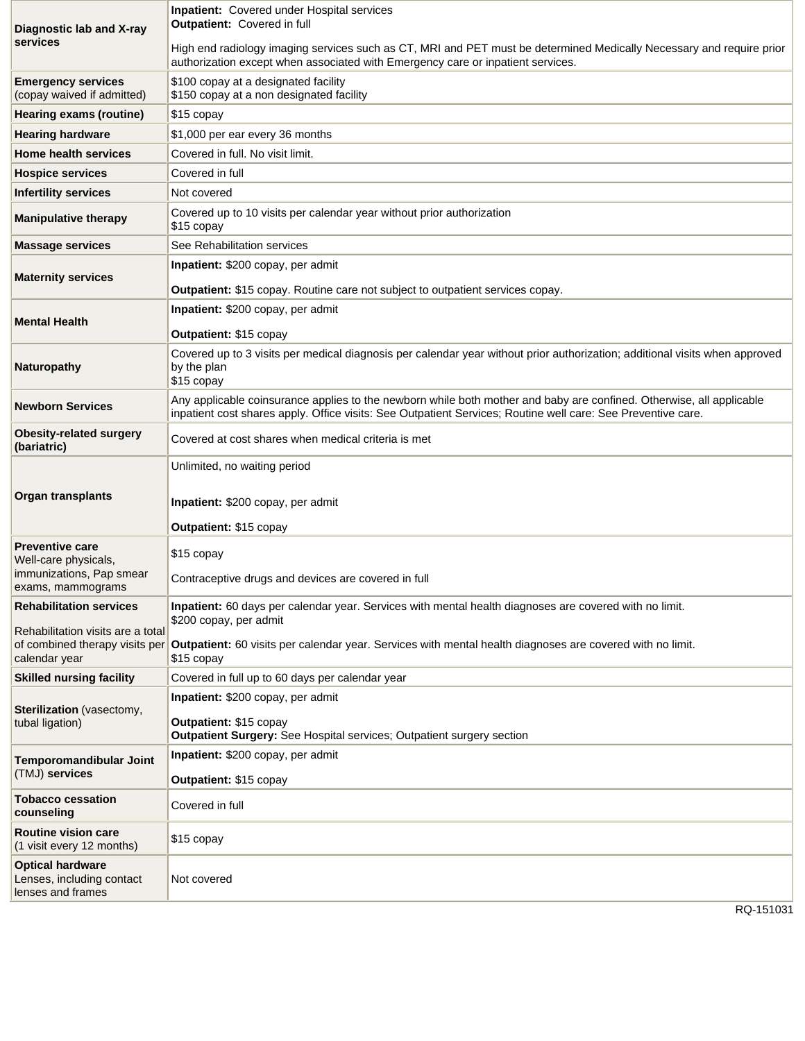| | |
|---|---|
| **Diagnostic lab and X-ray services** | **Inpatient:** Covered under Hospital services<br>**Outpatient:** Covered in full<br><br>High end radiology imaging services such as CT, MRI and PET must be determined Medically Necessary and require prior authorization except when associated with Emergency care or inpatient services. |
| **Emergency services** (copay waived if admitted) | $100 copay at a designated facility<br>$150 copay at a non designated facility |
| **Hearing exams (routine)** | $15 copay |
| **Hearing hardware** | $1,000 per ear every 36 months |
| **Home health services** | Covered in full. No visit limit. |
| **Hospice services** | Covered in full |
| **Infertility services** | Not covered |
| **Manipulative therapy** | Covered up to 10 visits per calendar year without prior authorization<br>$15 copay |
| **Massage services** | See Rehabilitation services |
| **Maternity services** | **Inpatient:** $200 copay, per admit<br><br>**Outpatient:** $15 copay. Routine care not subject to outpatient services copay. |
| **Mental Health** | **Inpatient:** $200 copay, per admit<br><br>**Outpatient:** $15 copay |
| **Naturopathy** | Covered up to 3 visits per medical diagnosis per calendar year without prior authorization; additional visits when approved by the plan<br>$15 copay |
| **Newborn Services** | Any applicable coinsurance applies to the newborn while both mother and baby are confined. Otherwise, all applicable inpatient cost shares apply. Office visits: See Outpatient Services; Routine well care: See Preventive care. |
| **Obesity-related surgery (bariatric)** | Covered at cost shares when medical criteria is met |
| **Organ transplants** | Unlimited, no waiting period<br><br>**Inpatient:** $200 copay, per admit<br><br>**Outpatient:** $15 copay |
| **Preventive care**<br>Well-care physicals, immunizations, Pap smear exams, mammograms | $15 copay<br><br>Contraceptive drugs and devices are covered in full |
| **Rehabilitation services**<br><br>Rehabilitation visits are a total of combined therapy visits per calendar year | **Inpatient:** 60 days per calendar year. Services with mental health diagnoses are covered with no limit.<br>$200 copay, per admit<br><br>**Outpatient:** 60 visits per calendar year. Services with mental health diagnoses are covered with no limit.<br>$15 copay |
| **Skilled nursing facility** | Covered in full up to 60 days per calendar year |
| **Sterilization** (vasectomy, tubal ligation) | **Inpatient:** $200 copay, per admit<br><br>**Outpatient:** $15 copay<br>**Outpatient Surgery:** See Hospital services; Outpatient surgery section |
| **Temporomandibular Joint** (TMJ) **services** | **Inpatient:** $200 copay, per admit<br><br>**Outpatient:** $15 copay |
| **Tobacco cessation counseling** | Covered in full |
| **Routine vision care** (1 visit every 12 months) | $15 copay |
| **Optical hardware**<br>Lenses, including contact lenses and frames | Not covered |

RQ-151031